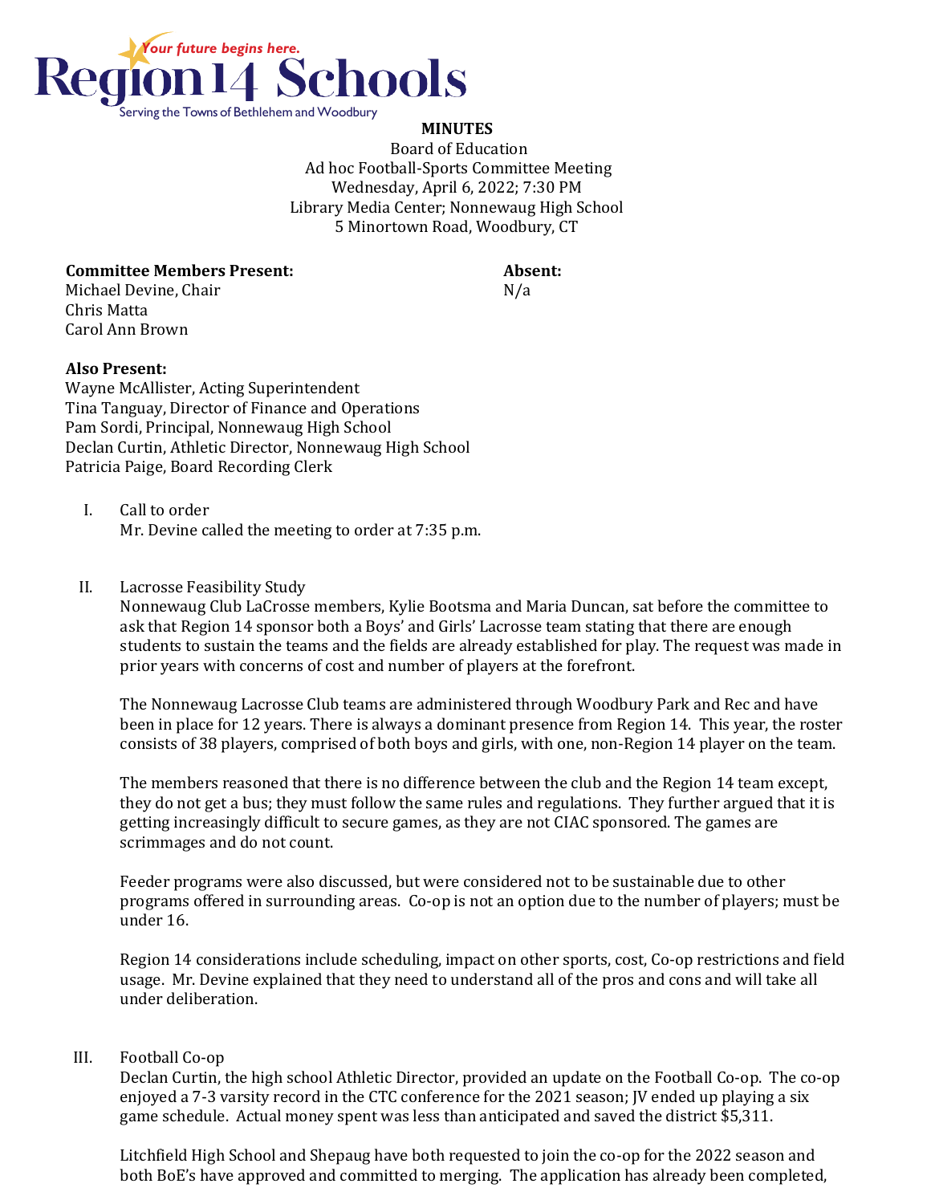Region 14 Schools
*Your future begins here.*
Serving the Towns of Bethlehem and Woodbury

**MINUTES**

Board of Education
Ad hoc Football-Sports Committee Meeting
Wednesday, April 6, 2022; 7:30 PM
Library Media Center; Nonnewaug High School
5 Minortown Road, Woodbury, CT

**Committee Members Present:**
Michael Devine, Chair
Chris Matta
Carol Ann Brown

**Absent:**
N/a

**Also Present:**
Wayne McAllister, Acting Superintendent
Tina Tanguay, Director of Finance and Operations
Pam Sordi, Principal, Nonnewaug High School
Declan Curtin, Athletic Director, Nonnewaug High School
Patricia Paige, Board Recording Clerk

I. Call to order
Mr. Devine called the meeting to order at 7:35 p.m.

II. Lacrosse Feasibility Study
Nonnewaug Club LaCrosse members, Kylie Bootsma and Maria Duncan, sat before the committee to ask that Region 14 sponsor both a Boys' and Girls' Lacrosse team stating that there are enough students to sustain the teams and the fields are already established for play. The request was made in prior years with concerns of cost and number of players at the forefront.

The Nonnewaug Lacrosse Club teams are administered through Woodbury Park and Rec and have been in place for 12 years. There is always a dominant presence from Region 14. This year, the roster consists of 38 players, comprised of both boys and girls, with one, non-Region 14 player on the team.

The members reasoned that there is no difference between the club and the Region 14 team except, they do not get a bus; they must follow the same rules and regulations. They further argued that it is getting increasingly difficult to secure games, as they are not CIAC sponsored. The games are scrimmages and do not count.

Feeder programs were also discussed, but were considered not to be sustainable due to other programs offered in surrounding areas. Co-op is not an option due to the number of players; must be under 16.

Region 14 considerations include scheduling, impact on other sports, cost, Co-op restrictions and field usage. Mr. Devine explained that they need to understand all of the pros and cons and will take all under deliberation.

III. Football Co-op
Declan Curtin, the high school Athletic Director, provided an update on the Football Co-op. The co-op enjoyed a 7-3 varsity record in the CTC conference for the 2021 season; JV ended up playing a six game schedule. Actual money spent was less than anticipated and saved the district $5,311.

Litchfield High School and Shepaug have both requested to join the co-op for the 2022 season and both BoE's have approved and committed to merging. The application has already been completed,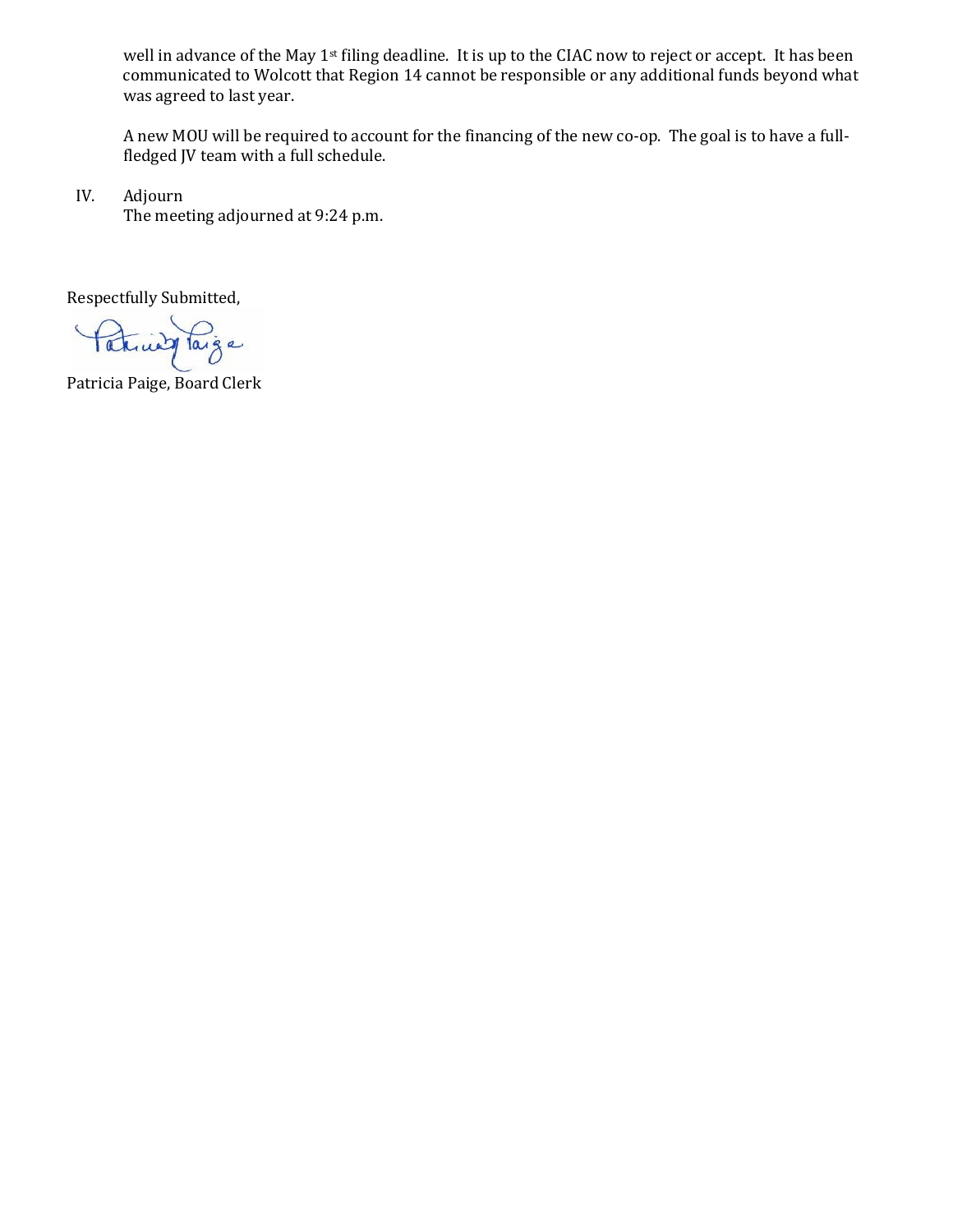well in advance of the May 1st filing deadline. It is up to the CIAC now to reject or accept. It has been communicated to Wolcott that Region 14 cannot be responsible or any additional funds beyond what was agreed to last year.

A new MOU will be required to account for the financing of the new co-op. The goal is to have a full-fledged JV team with a full schedule.

IV. Adjourn
The meeting adjourned at 9:24 p.m.

Respectfully Submitted,

Patricia Paige, Board Clerk